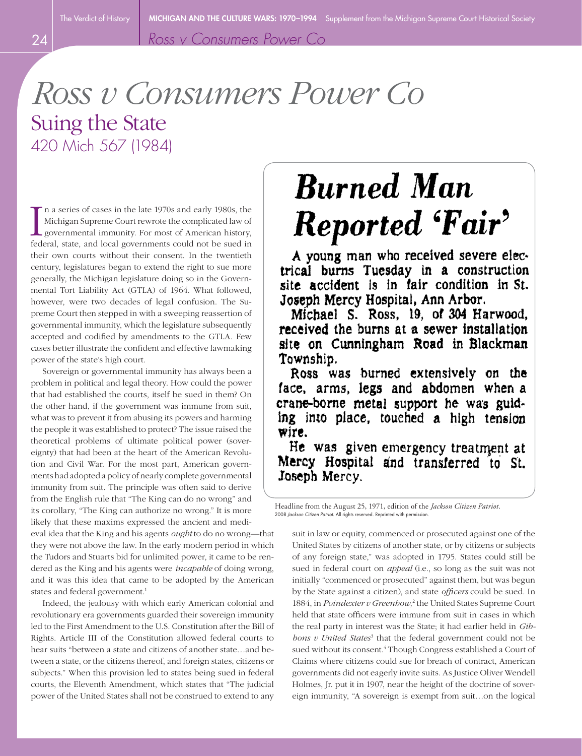# *Ross v Consumers Power Co*

## Suing the State

### 420 Mich 567 (1984)

In a series of cases in the late 1970s and early 1980s, the Michigan Supreme Court rewrote the complicated law of governmental immunity. For most of American history, federal, state, and local governments could not be sued in their own courts without their consent. In the twentieth century, legislatures began to extend the right to sue more generally, the Michigan legislature doing so in the Governmental Tort Liability Act (GTLA) of 1964. What followed, however, were two decades of legal confusion. The Supreme Court then stepped in with a sweeping reassertion of governmental immunity, which the legislature subsequently accepted and codified by amendments to the GTLA. Few cases better illustrate the confident and effective lawmaking power of the state's high court.

Sovereign or governmental immunity has always been a problem in political and legal theory. How could the power that had established the courts, itself be sued in them? On the other hand, if the government was immune from suit, what was to prevent it from abusing its powers and harming the people it was established to protect? The issue raised the theoretical problems of ultimate political power (sovereignty) that had been at the heart of the American Revolution and Civil War. For the most part, American governments had adopted a policy of nearly complete governmental immunity from suit. The principle was often said to derive from the English rule that "The King can do no wrong" and its corollary, "The King can authorize no wrong." It is more likely that these maxims expressed the ancient and medieval idea that the King and his agents *ought* to do no wrong—that they were not above the law. In the early modern period in which the Tudors and Stuarts bid for unlimited power, it came to be rendered as the King and his agents were *incapable* of doing wrong, and it was this idea that came to be adopted by the American states and federal government.[1]

Indeed, the jealousy with which early American colonial and revolutionary era governments guarded their sovereign immunity led to the First Amendment to the U.S. Constitution after the Bill of Rights. Article III of the Constitution allowed federal courts to hear suits "between a state and citizens of another state…and between a state, or the citizens thereof, and foreign states, citizens or subjects." When this provision led to states being sued in federal courts, the Eleventh Amendment, which states that "The judicial power of the United States shall not be construed to extend to any suit in law or equity, commenced or prosecuted against one of the United States by citizens of another state, or by citizens or subjects of any foreign state," was adopted in 1795. States could still be sued in federal court on *appeal* (i.e., so long as the suit was not initially "commenced or prosecuted" against them, but was begun by the State against a citizen), and state *officers* could be sued. In 1884, in *Poindexter v Greenhow*,[2] the United States Supreme Court held that state officers were immune from suit in cases in which the real party in interest was the State; it had earlier held in *Gibbons v United States*[3] that the federal government could not be sued without its consent.[4] Though Congress established a Court of Claims where citizens could sue for breach of contract, American governments did not eagerly invite suits. As Justice Oliver Wendell Holmes, Jr. put it in 1907, near the height of the doctrine of sovereign immunity, "A sovereign is exempt from suit…on the logical

---

**Burned Man Reported 'Fair'**

A young man who received severe electrical burns Tuesday in a construction site accident is in fair condition in St. Joseph Mercy Hospital, Ann Arbor.

Michael S. Ross, 19, of 304 Harwood, received the burns at a sewer installation site on Cunningham Road in Blackman Township.

Ross was burned extensively on the face, arms, legs and abdomen when a crane-borne metal support he was guiding into place, touched a high tension wire.

He was given emergency treatment at Mercy Hospital and transferred to St. Joseph Mercy.

Headline from the August 25, 1971, edition of the *Jackson Citizen Patriot*. 2008 *Jackson Citizen Patriot*. All rights reserved. Reprinted with permission.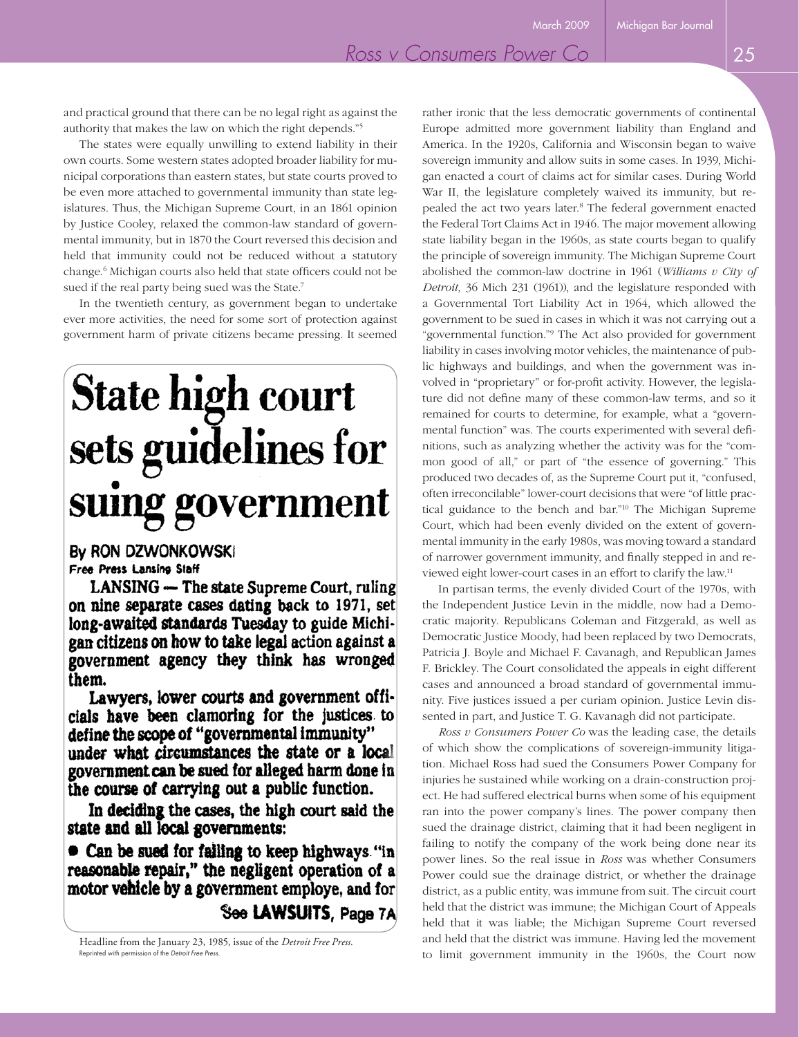and practical ground that there can be no legal right as against the authority that makes the law on which the right depends."[5]

The states were equally unwilling to extend liability in their own courts. Some western states adopted broader liability for municipal corporations than eastern states, but state courts proved to be even more attached to governmental immunity than state legislatures. Thus, the Michigan Supreme Court, in an 1861 opinion by Justice Cooley, relaxed the common-law standard of governmental immunity, but in 1870 the Court reversed this decision and held that immunity could not be reduced without a statutory change.[6] Michigan courts also held that state officers could not be sued if the real party being sued was the State.[7]

In the twentieth century, as government began to undertake ever more activities, the need for some sort of protection against government harm of private citizens became pressing. It seemed rather ironic that the less democratic governments of continental Europe admitted more government liability than England and America. In the 1920s, California and Wisconsin began to waive sovereign immunity and allow suits in some cases. In 1939, Michigan enacted a court of claims act for similar cases. During World War II, the legislature completely waived its immunity, but repealed the act two years later.[8] The federal government enacted the Federal Tort Claims Act in 1946. The major movement allowing state liability began in the 1960s, as state courts began to qualify the principle of sovereign immunity. The Michigan Supreme Court abolished the common-law doctrine in 1961 (*Williams v City of Detroit,* 36 Mich 231 (1961)), and the legislature responded with a Governmental Tort Liability Act in 1964, which allowed the government to be sued in cases in which it was not carrying out a "governmental function."[9] The Act also provided for government liability in cases involving motor vehicles, the maintenance of public highways and buildings, and when the government was involved in "proprietary" or for-profit activity. However, the legislature did not define many of these common-law terms, and so it remained for courts to determine, for example, what a "governmental function" was. The courts experimented with several definitions, such as analyzing whether the activity was for the "common good of all," or part of "the essence of governing." This produced two decades of, as the Supreme Court put it, "confused, often irreconcilable" lower-court decisions that were "of little practical guidance to the bench and bar."[10] The Michigan Supreme Court, which had been evenly divided on the extent of governmental immunity in the early 1980s, was moving toward a standard of narrower government immunity, and finally stepped in and reviewed eight lower-court cases in an effort to clarify the law.[11]

In partisan terms, the evenly divided Court of the 1970s, with the Independent Justice Levin in the middle, now had a Democratic majority. Republicans Coleman and Fitzgerald, as well as Democratic Justice Moody, had been replaced by two Democrats, Patricia J. Boyle and Michael F. Cavanagh, and Republican James F. Brickley. The Court consolidated the appeals in eight different cases and announced a broad standard of governmental immunity. Five justices issued a per curiam opinion. Justice Levin dissented in part, and Justice T. G. Kavanagh did not participate.

*Ross v Consumers Power Co* was the leading case, the details of which show the complications of sovereign-immunity litigation. Michael Ross had sued the Consumers Power Company for injuries he sustained while working on a drain-construction project. He had suffered electrical burns when some of his equipment ran into the power company's lines. The power company then sued the drainage district, claiming that it had been negligent in failing to notify the company of the work being done near its power lines. So the real issue in *Ross* was whether Consumers Power could sue the drainage district, or whether the drainage district, as a public entity, was immune from suit. The circuit court held that the district was immune; the Michigan Court of Appeals held that it was liable; the Michigan Supreme Court reversed and held that the district was immune. Having led the movement to limit government immunity in the 1960s, the Court now

# State high court sets guidelines for suing government

**By RON DZWONKOWSKI**
**Free Press Lansing Staff**

**LANSING — The state Supreme Court, ruling on nine separate cases dating back to 1971, set long-awaited standards Tuesday to guide Michigan citizens on how to take legal action against a government agency they think has wronged them.**

**Lawyers, lower courts and government officials have been clamoring for the justices to define the scope of "governmental immunity" under what circumstances the state or a local government can be sued for alleged harm done in the course of carrying out a public function.**

**In deciding the cases, the high court said the state and all local governments:**

- **Can be sued for failing to keep highways "in reasonable repair," the negligent operation of a motor vehicle by a government employe, and for**

**See LAWSUITS, Page 7A**

Headline from the January 23, 1985, issue of the *Detroit Free Press*.
Reprinted with permission of the *Detroit Free Press*.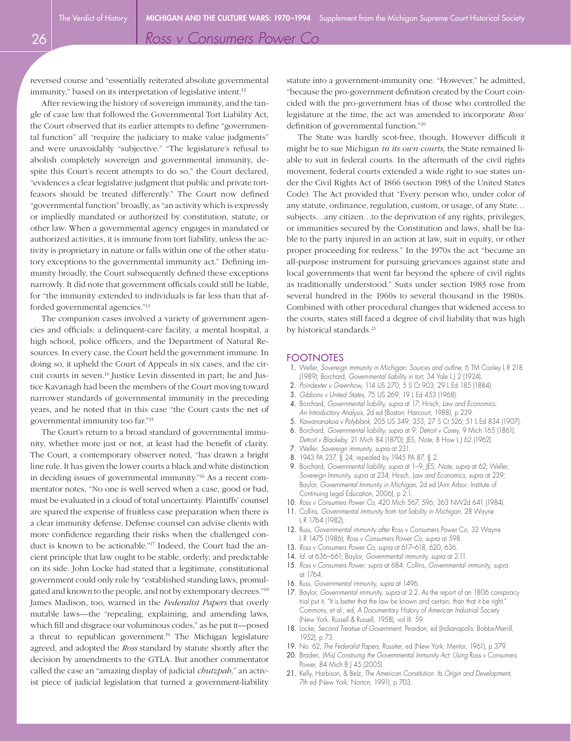reversed course and "essentially reiterated absolute governmental immunity," based on its interpretation of legislative intent.[12]

After reviewing the history of sovereign immunity, and the tangle of case law that followed the Governmental Tort Liability Act, the Court observed that its earlier attempts to define "governmental function" all "require the judiciary to make value judgments" and were unavoidably "subjective." "The legislature's refusal to abolish completely sovereign and governmental immunity, despite this Court's recent attempts to do so," the Court declared, "evidences a clear legislative judgment that public and private tortfeasors should be treated differently." The Court now defined "governmental function" broadly, as "an activity which is expressly or impliedly mandated or authorized by constitution, statute, or other law. When a governmental agency engages in mandated or authorized activities, it is immune from tort liability, unless the activity is proprietary in nature or falls within one of the other statutory exceptions to the governmental immunity act." Defining immunity broadly, the Court subsequently defined these exceptions narrowly. It did note that government officials could still be liable, for "the immunity extended to individuals is far less than that afforded governmental agencies."[13]

The companion cases involved a variety of government agencies and officials: a delinquent-care facility, a mental hospital, a high school, police officers, and the Department of Natural Resources. In every case, the Court held the government immune. In doing so, it upheld the Court of Appeals in six cases, and the circuit courts in seven.[14] Justice Levin dissented in part; he and Justice Kavanagh had been the members of the Court moving toward narrower standards of governmental immunity in the preceding years, and he noted that in this case "the Court casts the net of governmental immunity too far."[15]

The Court's return to a broad standard of governmental immunity, whether more just or not, at least had the benefit of clarity. The Court, a contemporary observer noted, "has drawn a bright line rule. It has given the lower courts a black and white distinction in deciding issues of governmental immunity."[16] As a recent commentator notes, "No one is well served when a case, good or bad, must be evaluated in a cloud of total uncertainty. Plaintiffs' counsel are spared the expense of fruitless case preparation when there is a clear immunity defense. Defense counsel can advise clients with more confidence regarding their risks when the challenged conduct is known to be actionable."[17] Indeed, the Court had the ancient principle that law ought to be stable, orderly, and predictable on its side. John Locke had stated that a legitimate, constitutional government could only rule by "established standing laws, promulgated and known to the people, and not by extemporary decrees."[18] James Madison, too, warned in the *Federalist Papers* that overly mutable laws—the "repealing, explaining, and amending laws, which fill and disgrace our voluminous codes," as he put it—posed a threat to republican government.[19] The Michigan legislature agreed, and adopted the *Ross* standard by statute shortly after the decision by amendments to the GTLA. But another commentator called the case an "amazing display of judicial *chutzpah,*" an activist piece of judicial legislation that turned a government-liability statute into a government-immunity one. "However," he admitted, "because the pro-government definition created by the Court coincided with the pro-government bias of those who controlled the legislature at the time, the act was amended to incorporate *Ross'* definition of governmental function."[20]

The State was hardly scot-free, though. However difficult it might be to sue Michigan *in its own courts,* the State remained liable to suit in federal courts. In the aftermath of the civil rights movement, federal courts extended a wide right to sue states under the Civil Rights Act of 1866 (section 1983 of the United States Code). The Act provided that "Every person who, under color of any statute, ordinance, regulation, custom, or usage, of any State… subjects…any citizen…to the deprivation of any rights, privileges, or immunities secured by the Constitution and laws, shall be liable to the party injured in an action at law, suit in equity, or other proper proceeding for redress." In the 1970s the act "became an all-purpose instrument for pursuing grievances against state and local governments that went far beyond the sphere of civil rights as traditionally understood." Suits under section 1983 rose from several hundred in the 1960s to several thousand in the 1980s. Combined with other procedural changes that widened access to the courts, states still faced a degree of civil liability that was high by historical standards.[21]

## FOOTNOTES

1. Weller, *Sovereign immunity in Michigan: Sources and outline,* 6 TM Cooley L R 218 (1989); Borchard, *Governmental liability in tort,* 34 Yale L J 2 (1924).
2. *Poindexter v Greenhow,* 114 US 270; 5 S Ct 903; 29 L Ed 185 (1884).
3. *Gibbons v United States,* 75 US 269; 19 L Ed 453 (1968).
4. Borchard, *Governmental liability, supra* at 17; Hirsch, *Law and Economics: An Introductory Analysis,* 2d ed (Boston: Harcourt, 1988), p 239.
5. *Kawananakoa v Polyblank,* 205 US 349; 353; 27 S Ct 526; 51 L Ed 834 (1907).
6. Borchard, *Governmental liability, supra* at 9; *Detroit v Corey,* 9 Mich 165 (1861); *Detroit v Blackeby,* 21 Mich 84 (1870); JES, *Note,* 8 How L J 62 (1962).
7. Weller, *Sovereign immunity, supra* at 231.
8. 1943 PA 237, § 24; repealed by 1945 PA 87, § 2.
9. Borchard, *Governmental liability, supra* at 1–9; JES, *Note, supra* at 62; Weller, *Sovereign Immunity, supra* at 234; Hirsch, *Law and Economics, supra* at 239; Baylor, *Governmental Immunity in Michigan,* 2d ed (Ann Arbor: Institute of Continuing Legal Education, 2006), p 2.1.
10. *Ross v Consumers Power Co,* 420 Mich 567, 596; 363 NW2d 641 (1984).
11. Collins, *Governmental immunity from tort liability in Michigan,* 28 Wayne L R 1764 (1982).
12. Russ, *Governmental immunity after* Ross v Consumers Power Co, 32 Wayne L R 1475 (1986); *Ross v Consumers Power Co, supra* at 598.
13. *Ross v Consumers Power Co, supra* at 617–618, 620, 636.
14. *Id.* at 636–661; Baylor, *Governmental immunity, supra* at 2.11.
15. *Ross v Consumers Power, supra* at 684; Collins, *Governmental immunity, supra* at 1764.
16. Russ, *Governmental immunity, supra* at 1496.
17. Baylor, *Governmental immunity, supra* at 2.2. As the report of an 1806 conspiracy trial put it, "It is better that the law be known and certain, than that it be right." Commons, et al., ed, *A Documentary History of American Industrial Society* (New York: Russell & Russell, 1958), vol III: 59.
18. Locke, *Second Treatise of Government,* Peardon, ed (Indianapolis: Bobbs-Merrill, 1952), p 73.
19. No. 62, *The Federalist Papers,* Rossiter, ed (New York: Mentor, 1961), p 379.
20. Braden, *(Mis) Construing the Governmental Immunity Act: Using* Ross v Consumers Power, 84 Mich B J 45 (2005).
21. Kelly, Harbison, & Belz, *The American Constitution: Its Origin and Development,* 7th ed (New York: Norton, 1991), p 703.